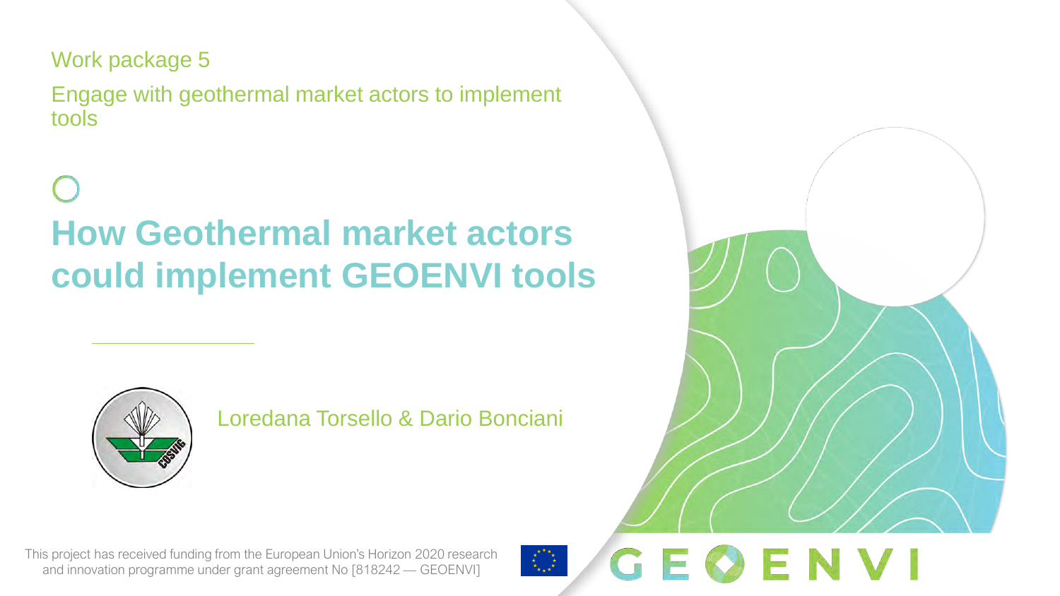Work package 5

Engage with geothermal market actors to implement tools

# How Geothermal market actors could implement GEOENVI tools

Loredana Torsello & Dario Bonciani

This project has received funding from the European Union's Horizon 2020 research and innovation programme under grant agreement No [818242 — GEOENVI]

GEOENVI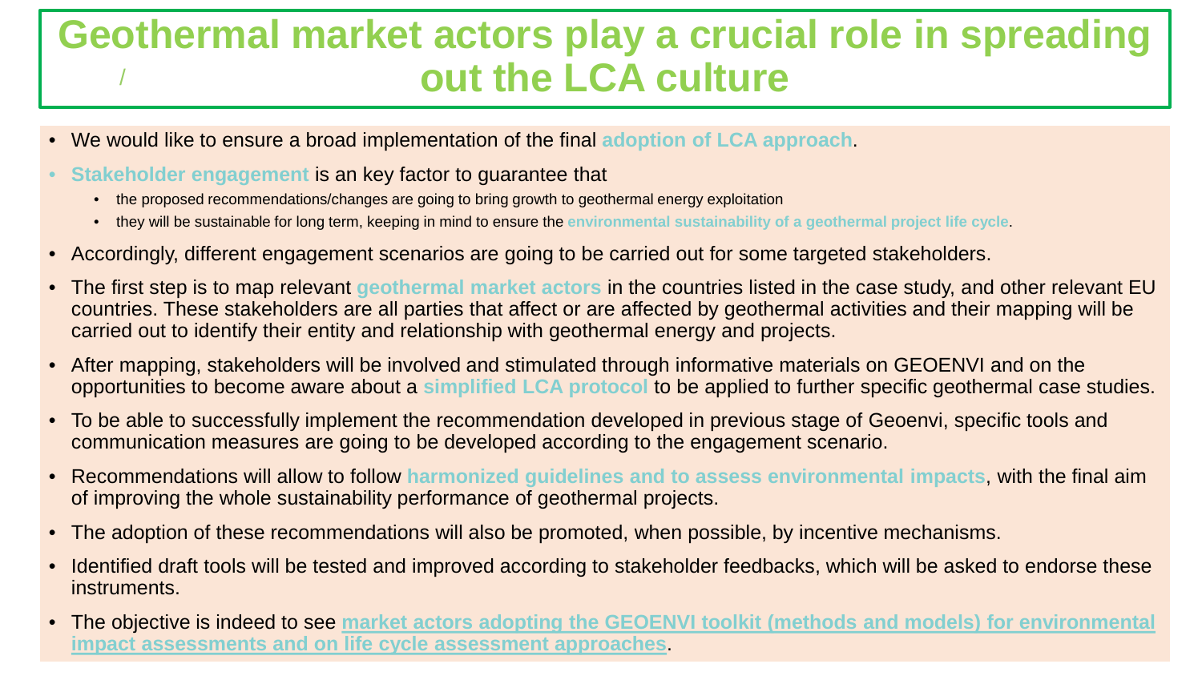# Geothermal market actors play a crucial role in spreading out the LCA culture

- We would like to ensure a broad implementation of the final **adoption of LCA approach**.
- **Stakeholder engagement** is an key factor to guarantee that
  - the proposed recommendations/changes are going to bring growth to geothermal energy exploitation
  - they will be sustainable for long term, keeping in mind to ensure the **environmental sustainability of a geothermal project life cycle**.
- Accordingly, different engagement scenarios are going to be carried out for some targeted stakeholders.
- The first step is to map relevant **geothermal market actors** in the countries listed in the case study, and other relevant EU countries. These stakeholders are all parties that affect or are affected by geothermal activities and their mapping will be carried out to identify their entity and relationship with geothermal energy and projects.
- After mapping, stakeholders will be involved and stimulated through informative materials on GEOENVI and on the opportunities to become aware about a **simplified LCA protocol** to be applied to further specific geothermal case studies.
- To be able to successfully implement the recommendation developed in previous stage of Geoenvi, specific tools and communication measures are going to be developed according to the engagement scenario.
- Recommendations will allow to follow **harmonized guidelines and to assess environmental impacts**, with the final aim of improving the whole sustainability performance of geothermal projects.
- The adoption of these recommendations will also be promoted, when possible, by incentive mechanisms.
- Identified draft tools will be tested and improved according to stakeholder feedbacks, which will be asked to endorse these instruments.
- The objective is indeed to see **market actors adopting the GEOENVI toolkit (methods and models) for environmental impact assessments and on life cycle assessment approaches**.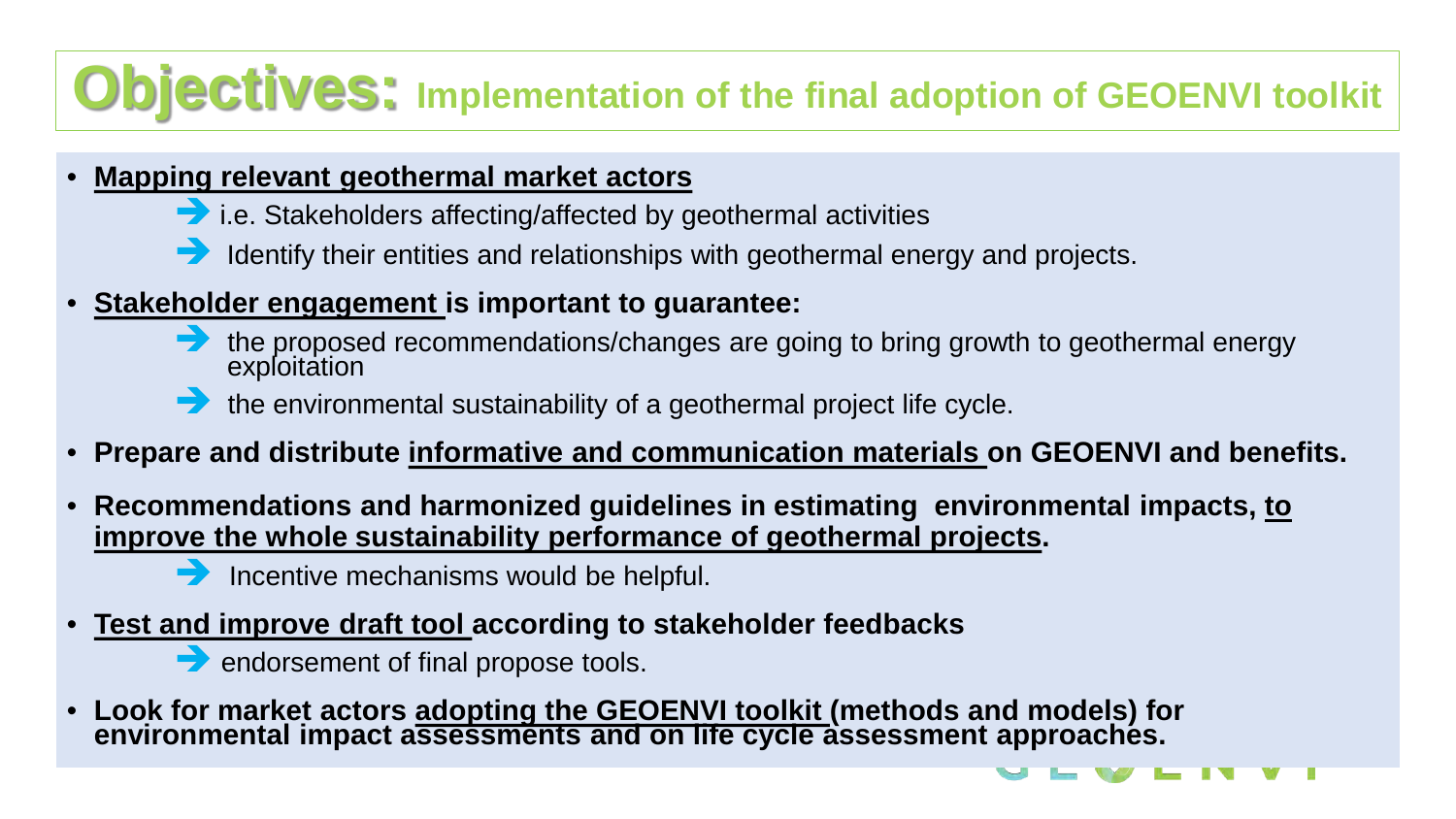# Objectives: Implementation of the final adoption of GEOENVI toolkit

- **Mapping relevant geothermal market actors**
  - ➔ i.e. Stakeholders affecting/affected by geothermal activities
  - ➔ Identify their entities and relationships with geothermal energy and projects.
- **Stakeholder engagement is important to guarantee:**
  - ➔ the proposed recommendations/changes are going to bring growth to geothermal energy exploitation
  - ➔ the environmental sustainability of a geothermal project life cycle.
- **Prepare and distribute informative and communication materials on GEOENVI and benefits.**
- **Recommendations and harmonized guidelines in estimating environmental impacts, to improve the whole sustainability performance of geothermal projects.**
  - ➔ Incentive mechanisms would be helpful.
- **Test and improve draft tool according to stakeholder feedbacks**
  - ➔ endorsement of final propose tools.
- **Look for market actors adopting the GEOENVI toolkit (methods and models) for environmental impact assessments and on life cycle assessment approaches.**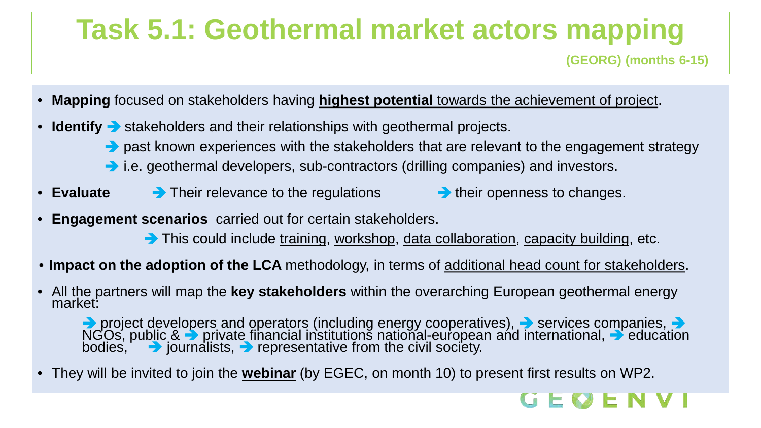# Task 5.1: Geothermal market actors mapping

**(GEORG) (months 6-15)**

- **Mapping** focused on stakeholders having **highest potential** towards the achievement of project.
- **Identify** ➔ stakeholders and their relationships with geothermal projects.
  - ➔ past known experiences with the stakeholders that are relevant to the engagement strategy
  - ➔ i.e. geothermal developers, sub-contractors (drilling companies) and investors.
- **Evaluate** ➔ Their relevance to the regulations ➔ their openness to changes.
- **Engagement scenarios** carried out for certain stakeholders.
  - ➔ This could include training, workshop, data collaboration, capacity building, etc.
- **Impact on the adoption of the LCA** methodology, in terms of additional head count for stakeholders.
- All the partners will map the **key stakeholders** within the overarching European geothermal energy market:
  - ➔ project developers and operators (including energy cooperatives), ➔ services companies, ➔ NGOs, public & ➔ private financial institutions national-european and international, ➔ education bodies, ➔ journalists, ➔ representative from the civil society.
- They will be invited to join the **webinar** (by EGEC, on month 10) to present first results on WP2.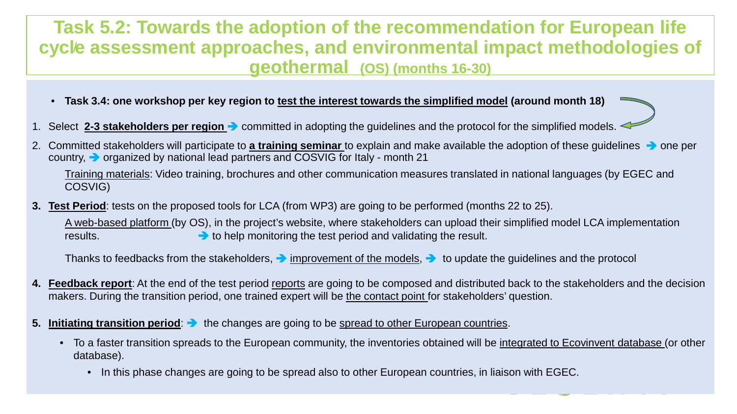# Task 5.2: Towards the adoption of the recommendation for European life cycle assessment approaches, and environmental impact methodologies of geothermal (OS) (months 16-30)

- **Task 3.4: one workshop per key region to test the interest towards the simplified model (around month 18)**

1. Select **2-3 stakeholders per region** ➔ committed in adopting the guidelines and the protocol for the simplified models.
2. Committed stakeholders will participate to **a training seminar** to explain and make available the adoption of these guidelines ➔ one per country, ➔ organized by national lead partners and COSVIG for Italy - month 21

   Training materials: Video training, brochures and other communication measures translated in national languages (by EGEC and COSVIG)

3. **Test Period**: tests on the proposed tools for LCA (from WP3) are going to be performed (months 22 to 25).

   A web-based platform (by OS), in the project's website, where stakeholders can upload their simplified model LCA implementation results. ➔ to help monitoring the test period and validating the result.

   Thanks to feedbacks from the stakeholders, ➔ improvement of the models, ➔ to update the guidelines and the protocol

4. **Feedback report**: At the end of the test period reports are going to be composed and distributed back to the stakeholders and the decision makers. During the transition period, one trained expert will be the contact point for stakeholders' question.
5. **Initiating transition period**: ➔ the changes are going to be spread to other European countries.
   - To a faster transition spreads to the European community, the inventories obtained will be integrated to Ecovinvent database (or other database).
     - In this phase changes are going to be spread also to other European countries, in liaison with EGEC.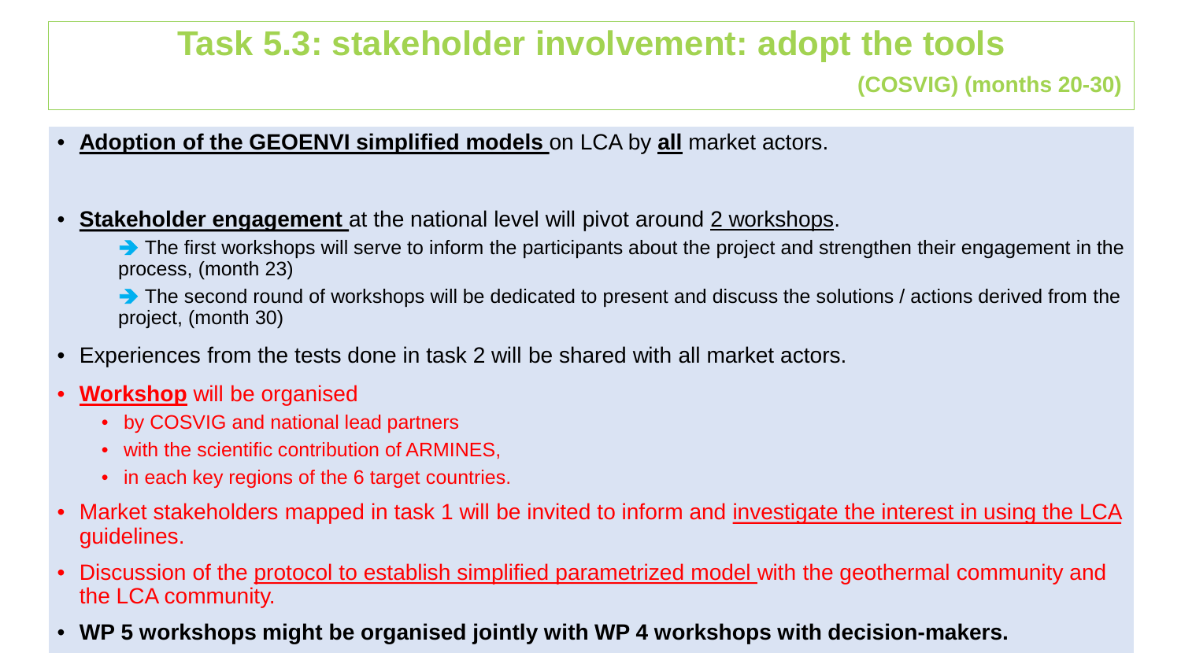# Task 5.3: stakeholder involvement: adopt the tools

**(COSVIG) (months 20-30)**

- **Adoption of the GEOENVI simplified models** on LCA by **all** market actors.
- **Stakeholder engagement** at the national level will pivot around 2 workshops.
  
  ➔ The first workshops will serve to inform the participants about the project and strengthen their engagement in the process, (month 23)
  
  ➔ The second round of workshops will be dedicated to present and discuss the solutions / actions derived from the project, (month 30)
- Experiences from the tests done in task 2 will be shared with all market actors.
- **Workshop** will be organised
  - by COSVIG and national lead partners
  - with the scientific contribution of ARMINES,
  - in each key regions of the 6 target countries.
- Market stakeholders mapped in task 1 will be invited to inform and investigate the interest in using the LCA guidelines.
- Discussion of the protocol to establish simplified parametrized model with the geothermal community and the LCA community.
- **WP 5 workshops might be organised jointly with WP 4 workshops with decision-makers.**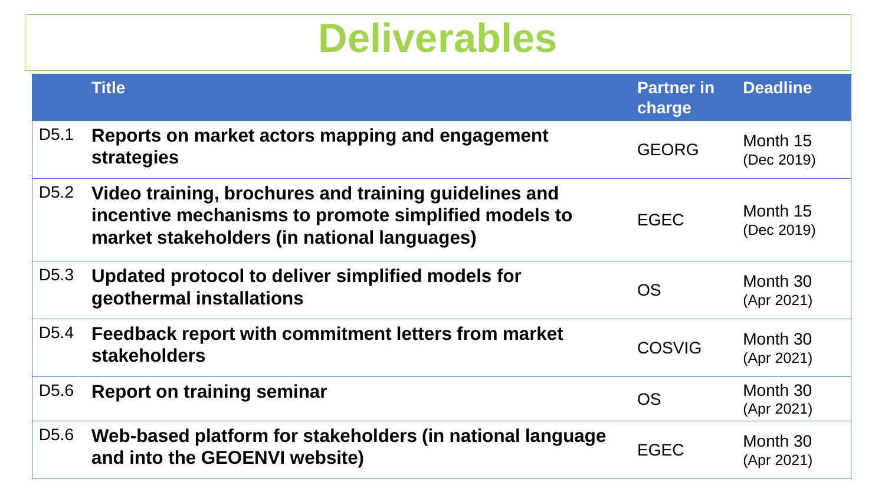# Deliverables

| | Title | Partner in charge | Deadline |
|---|---|---|---|
| D5.1 | **Reports on market actors mapping and engagement strategies** | GEORG | Month 15 (Dec 2019) |
| D5.2 | **Video training, brochures and training guidelines and incentive mechanisms to promote simplified models to market stakeholders (in national languages)** | EGEC | Month 15 (Dec 2019) |
| D5.3 | **Updated protocol to deliver simplified models for geothermal installations** | OS | Month 30 (Apr 2021) |
| D5.4 | **Feedback report with commitment letters from market stakeholders** | COSVIG | Month 30 (Apr 2021) |
| D5.6 | **Report on training seminar** | OS | Month 30 (Apr 2021) |
| D5.6 | **Web-based platform for stakeholders (in national language and into the GEOENVI website)** | EGEC | Month 30 (Apr 2021) |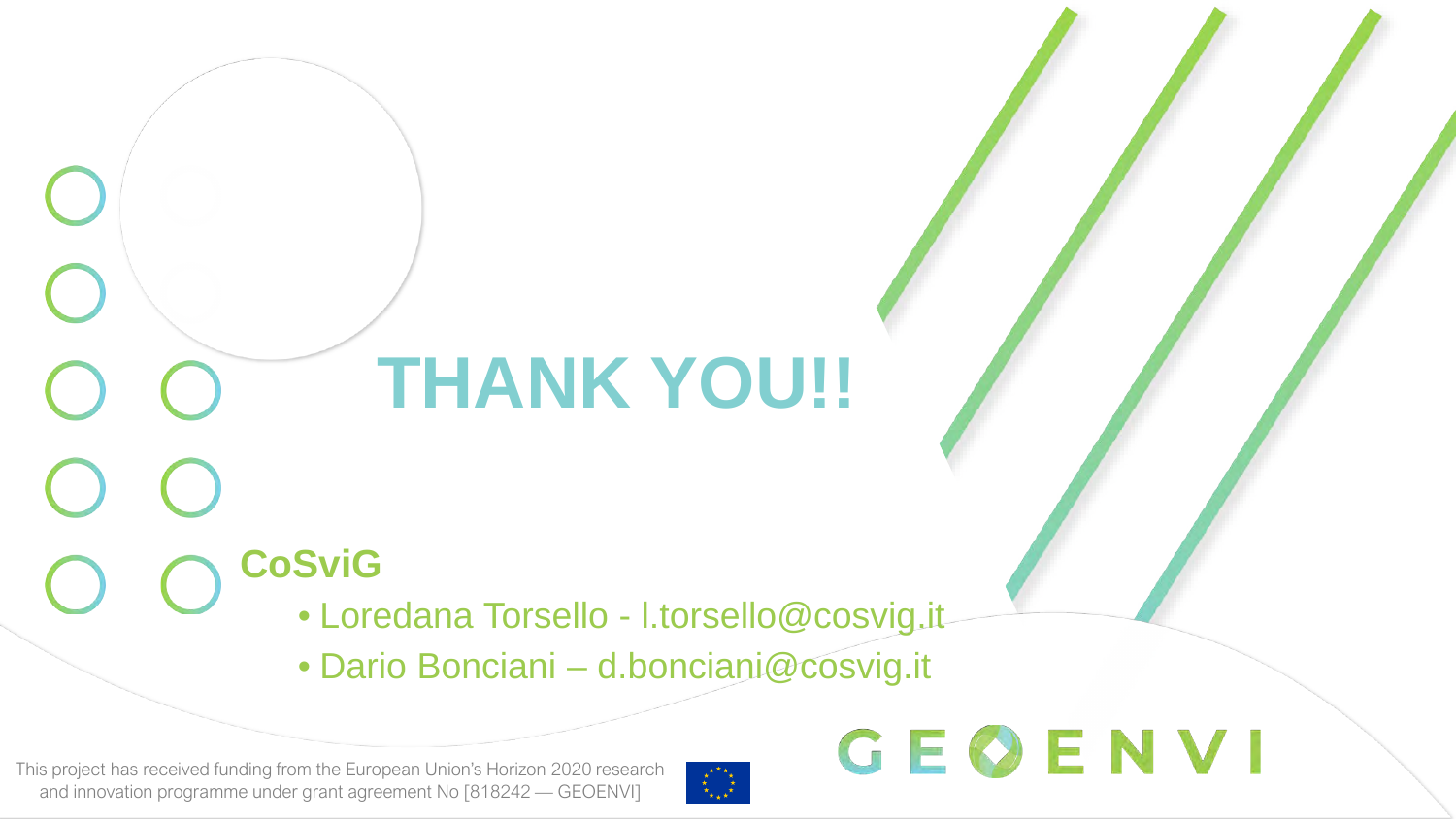# THANK YOU!!

**CoSviG**

- Loredana Torsello - l.torsello@cosvig.it
- Dario Bonciani – d.bonciani@cosvig.it

This project has received funding from the European Union's Horizon 2020 research and innovation programme under grant agreement No [818242 — GEOENVI]

GEOENVI